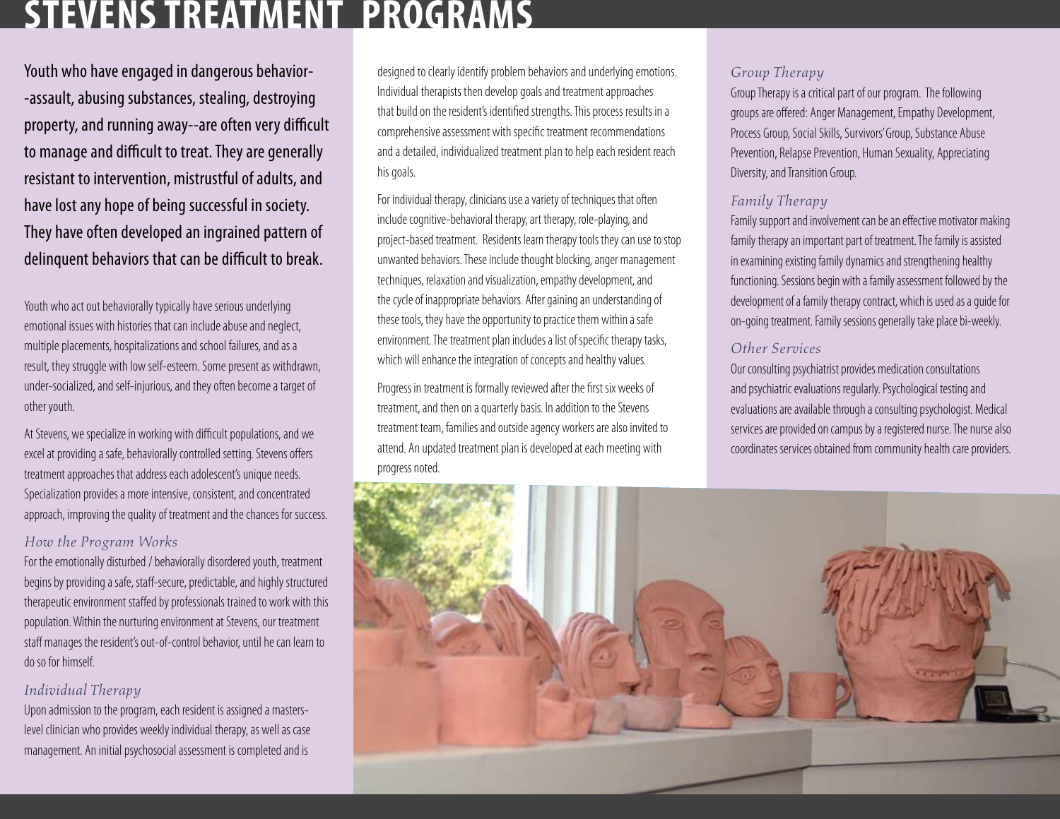# STEVENS TREATMENT PROGRAMS

Youth who have engaged in dangerous behavior--assault, abusing substances, stealing, destroying property, and running away--are often very difficult to manage and difficult to treat. They are generally resistant to intervention, mistrustful of adults, and have lost any hope of being successful in society. They have often developed an ingrained pattern of delinquent behaviors that can be difficult to break.

Youth who act out behaviorally typically have serious underlying emotional issues with histories that can include abuse and neglect, multiple placements, hospitalizations and school failures, and as a result, they struggle with low self-esteem. Some present as withdrawn, under-socialized, and self-injurious, and they often become a target of other youth.

At Stevens, we specialize in working with difficult populations, and we excel at providing a safe, behaviorally controlled setting. Stevens offers treatment approaches that address each adolescent's unique needs. Specialization provides a more intensive, consistent, and concentrated approach, improving the quality of treatment and the chances for success.

### *How the Program Works*

For the emotionally disturbed / behaviorally disordered youth, treatment begins by providing a safe, staff-secure, predictable, and highly structured therapeutic environment staffed by professionals trained to work with this population. Within the nurturing environment at Stevens, our treatment staff manages the resident's out-of-control behavior, until he can learn to do so for himself.

### *Individual Therapy*

Upon admission to the program, each resident is assigned a masters-level clinician who provides weekly individual therapy, as well as case management. An initial psychosocial assessment is completed and is designed to clearly identify problem behaviors and underlying emotions. Individual therapists then develop goals and treatment approaches that build on the resident's identified strengths. This process results in a comprehensive assessment with specific treatment recommendations and a detailed, individualized treatment plan to help each resident reach his goals.

For individual therapy, clinicians use a variety of techniques that often include cognitive-behavioral therapy, art therapy, role-playing, and project-based treatment. Residents learn therapy tools they can use to stop unwanted behaviors. These include thought blocking, anger management techniques, relaxation and visualization, empathy development, and the cycle of inappropriate behaviors. After gaining an understanding of these tools, they have the opportunity to practice them within a safe environment. The treatment plan includes a list of specific therapy tasks, which will enhance the integration of concepts and healthy values.

Progress in treatment is formally reviewed after the first six weeks of treatment, and then on a quarterly basis. In addition to the Stevens treatment team, families and outside agency workers are also invited to attend. An updated treatment plan is developed at each meeting with progress noted.

### *Group Therapy*

Group Therapy is a critical part of our program. The following groups are offered: Anger Management, Empathy Development, Process Group, Social Skills, Survivors' Group, Substance Abuse Prevention, Relapse Prevention, Human Sexuality, Appreciating Diversity, and Transition Group.

### *Family Therapy*

Family support and involvement can be an effective motivator making family therapy an important part of treatment. The family is assisted in examining existing family dynamics and strengthening healthy functioning. Sessions begin with a family assessment followed by the development of a family therapy contract, which is used as a guide for on-going treatment. Family sessions generally take place bi-weekly.

### *Other Services*

Our consulting psychiatrist provides medication consultations and psychiatric evaluations regularly. Psychological testing and evaluations are available through a consulting psychologist. Medical services are provided on campus by a registered nurse. The nurse also coordinates services obtained from community health care providers.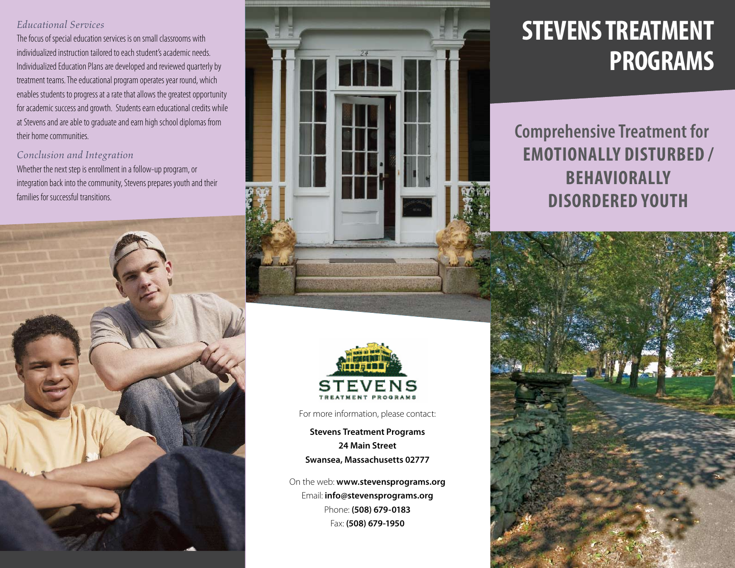*Educational Services*

The focus of special education services is on small classrooms with individualized instruction tailored to each student's academic needs. Individualized Education Plans are developed and reviewed quarterly by treatment teams. The educational program operates year round, which enables students to progress at a rate that allows the greatest opportunity for academic success and growth. Students earn educational credits while at Stevens and are able to graduate and earn high school diplomas from their home communities.

*Conclusion and Integration*

Whether the next step is enrollment in a follow-up program, or integration back into the community, Stevens prepares youth and their families for successful transitions.

STEVENS
TREATMENT PROGRAMS

For more information, please contact:

**Stevens Treatment Programs**
**24 Main Street**
**Swansea, Massachusetts 02777**

On the web: **www.stevensprograms.org**
Email: **info@stevensprograms.org**
Phone: **(508) 679-0183**
Fax: **(508) 679-1950**

# STEVENS TREATMENT PROGRAMS

## Comprehensive Treatment for EMOTIONALLY DISTURBED / BEHAVIORALLY DISORDERED YOUTH